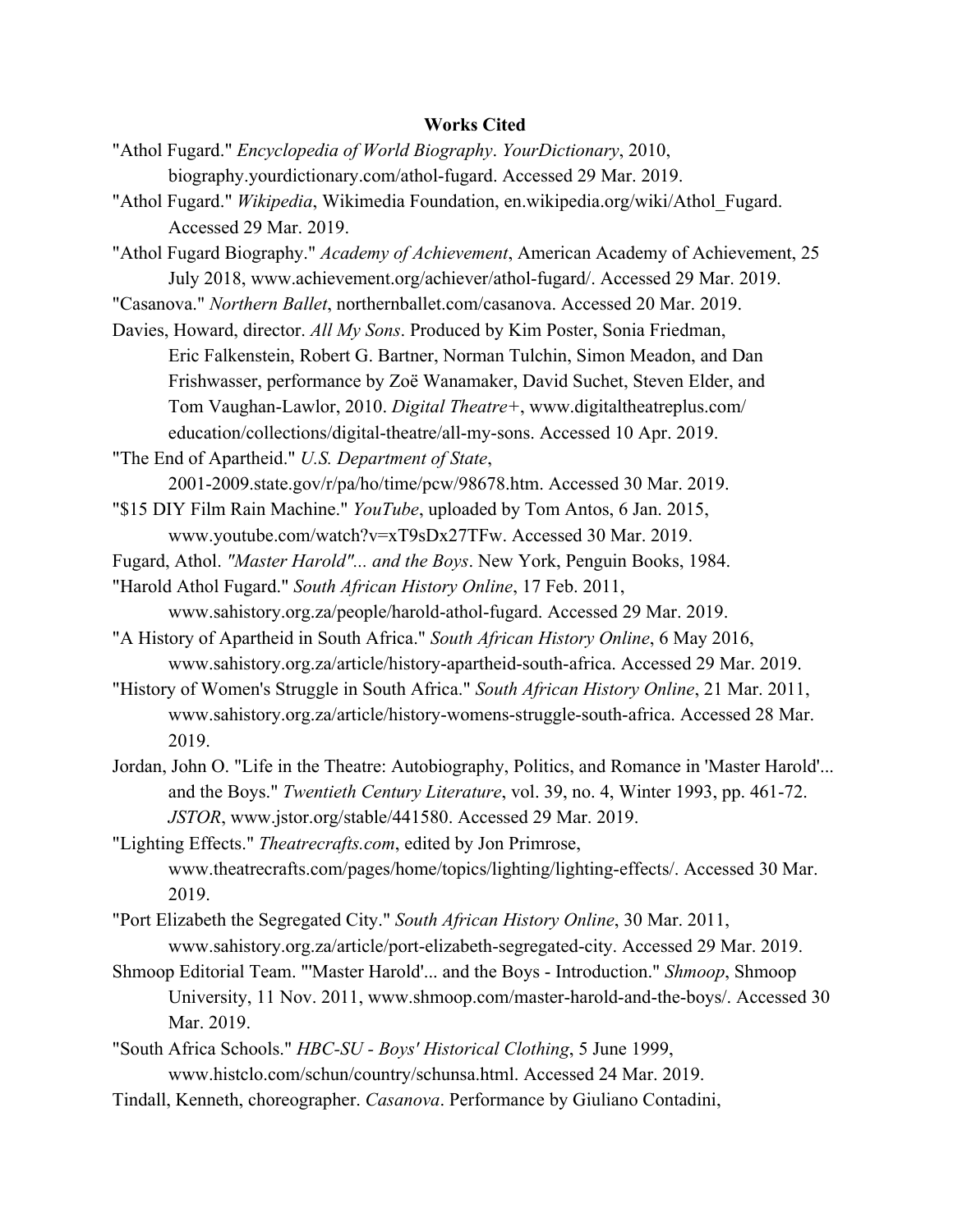**Works Cited**

"Athol Fugard." *Encyclopedia of World Biography*. *YourDictionary*, 2010, biography.yourdictionary.com/athol-fugard. Accessed 29 Mar. 2019.

"Athol Fugard." *Wikipedia*, Wikimedia Foundation, en.wikipedia.org/wiki/Athol_Fugard. Accessed 29 Mar. 2019.

"Athol Fugard Biography." *Academy of Achievement*, American Academy of Achievement, 25 July 2018, www.achievement.org/achiever/athol-fugard/. Accessed 29 Mar. 2019.

"Casanova." *Northern Ballet*, northernballet.com/casanova. Accessed 20 Mar. 2019.

Davies, Howard, director. *All My Sons*. Produced by Kim Poster, Sonia Friedman, Eric Falkenstein, Robert G. Bartner, Norman Tulchin, Simon Meadon, and Dan Frishwasser, performance by Zoë Wanamaker, David Suchet, Steven Elder, and Tom Vaughan-Lawlor, 2010. *Digital Theatre+*, www.digitaltheatreplus.com/education/collections/digital-theatre/all-my-sons. Accessed 10 Apr. 2019.

"The End of Apartheid." *U.S. Department of State*, 2001-2009.state.gov/r/pa/ho/time/pcw/98678.htm. Accessed 30 Mar. 2019.

"$15 DIY Film Rain Machine." *YouTube*, uploaded by Tom Antos, 6 Jan. 2015, www.youtube.com/watch?v=xT9sDx27TFw. Accessed 30 Mar. 2019.

Fugard, Athol. *"Master Harold"... and the Boys*. New York, Penguin Books, 1984.

"Harold Athol Fugard." *South African History Online*, 17 Feb. 2011, www.sahistory.org.za/people/harold-athol-fugard. Accessed 29 Mar. 2019.

"A History of Apartheid in South Africa." *South African History Online*, 6 May 2016, www.sahistory.org.za/article/history-apartheid-south-africa. Accessed 29 Mar. 2019.

"History of Women's Struggle in South Africa." *South African History Online*, 21 Mar. 2011, www.sahistory.org.za/article/history-womens-struggle-south-africa. Accessed 28 Mar. 2019.

Jordan, John O. "Life in the Theatre: Autobiography, Politics, and Romance in 'Master Harold'... and the Boys." *Twentieth Century Literature*, vol. 39, no. 4, Winter 1993, pp. 461-72. *JSTOR*, www.jstor.org/stable/441580. Accessed 29 Mar. 2019.

"Lighting Effects." *Theatrecrafts.com*, edited by Jon Primrose, www.theatrecrafts.com/pages/home/topics/lighting/lighting-effects/. Accessed 30 Mar. 2019.

"Port Elizabeth the Segregated City." *South African History Online*, 30 Mar. 2011, www.sahistory.org.za/article/port-elizabeth-segregated-city. Accessed 29 Mar. 2019.

Shmoop Editorial Team. "'Master Harold'... and the Boys - Introduction." *Shmoop*, Shmoop University, 11 Nov. 2011, www.shmoop.com/master-harold-and-the-boys/. Accessed 30 Mar. 2019.

"South Africa Schools." *HBC-SU - Boys' Historical Clothing*, 5 June 1999, www.histclo.com/schun/country/schunsa.html. Accessed 24 Mar. 2019.

Tindall, Kenneth, choreographer. *Casanova*. Performance by Giuliano Contadini,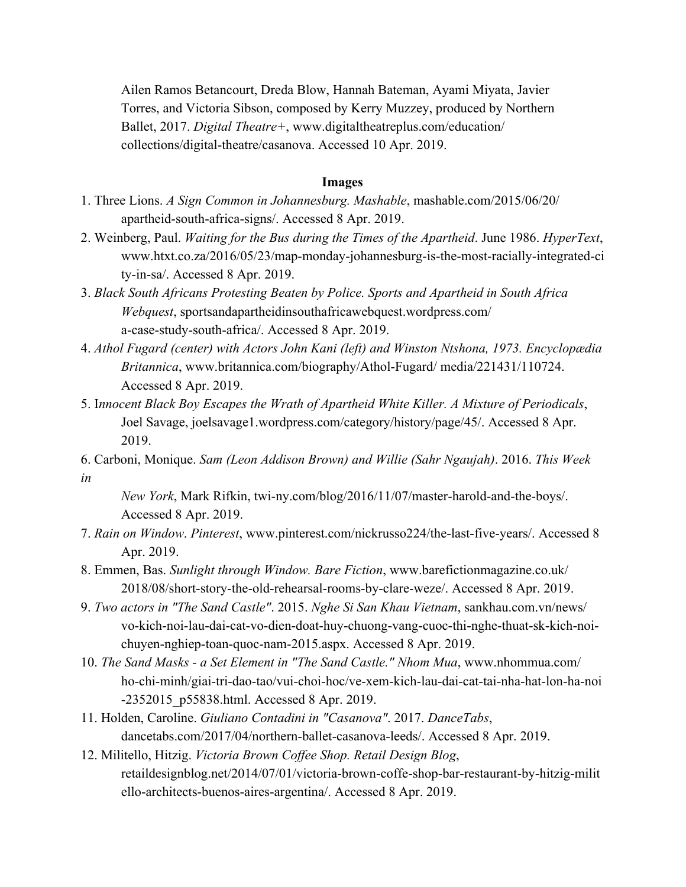Ailen Ramos Betancourt, Dreda Blow, Hannah Bateman, Ayami Miyata, Javier Torres, and Victoria Sibson, composed by Kerry Muzzey, produced by Northern Ballet, 2017. *Digital Theatre+*, www.digitaltheatreplus.com/education/collections/digital-theatre/casanova. Accessed 10 Apr. 2019.

**Images**

1. Three Lions. *A Sign Common in Johannesburg. Mashable*, mashable.com/2015/06/20/apartheid-south-africa-signs/. Accessed 8 Apr. 2019.
2. Weinberg, Paul. *Waiting for the Bus during the Times of the Apartheid*. June 1986. *HyperText*, www.htxt.co.za/2016/05/23/map-monday-johannesburg-is-the-most-racially-integrated-city-in-sa/. Accessed 8 Apr. 2019.
3. *Black South Africans Protesting Beaten by Police. Sports and Apartheid in South Africa Webquest*, sportsandapartheidinsouthafricawebquest.wordpress.com/a-case-study-south-africa/. Accessed 8 Apr. 2019.
4. *Athol Fugard (center) with Actors John Kani (left) and Winston Ntshona, 1973. Encyclopædia Britannica*, www.britannica.com/biography/Athol-Fugard/ media/221431/110724. Accessed 8 Apr. 2019.
5. I*nnocent Black Boy Escapes the Wrath of Apartheid White Killer. A Mixture of Periodicals*, Joel Savage, joelsavage1.wordpress.com/category/history/page/45/. Accessed 8 Apr. 2019.
6. Carboni, Monique. *Sam (Leon Addison Brown) and Willie (Sahr Ngaujah)*. 2016. *This Week in New York*, Mark Rifkin, twi-ny.com/blog/2016/11/07/master-harold-and-the-boys/. Accessed 8 Apr. 2019.
7. *Rain on Window*. *Pinterest*, www.pinterest.com/nickrusso224/the-last-five-years/. Accessed 8 Apr. 2019.
8. Emmen, Bas. *Sunlight through Window. Bare Fiction*, www.barefictionmagazine.co.uk/2018/08/short-story-the-old-rehearsal-rooms-by-clare-weze/. Accessed 8 Apr. 2019.
9. *Two actors in "The Sand Castle"*. 2015. *Nghe Si San Khau Vietnam*, sankhau.com.vn/news/vo-kich-noi-lau-dai-cat-vo-dien-doat-huy-chuong-vang-cuoc-thi-nghe-thuat-sk-kich-noi-chuyen-nghiep-toan-quoc-nam-2015.aspx. Accessed 8 Apr. 2019.
10. *The Sand Masks - a Set Element in "The Sand Castle." Nhom Mua*, www.nhommua.com/ho-chi-minh/giai-tri-dao-tao/vui-choi-hoc/ve-xem-kich-lau-dai-cat-tai-nha-hat-lon-ha-noi-2352015_p55838.html. Accessed 8 Apr. 2019.
11. Holden, Caroline. *Giuliano Contadini in "Casanova"*. 2017. *DanceTabs*, dancetabs.com/2017/04/northern-ballet-casanova-leeds/. Accessed 8 Apr. 2019.
12. Militello, Hitzig. *Victoria Brown Coffee Shop. Retail Design Blog*, retaildesignblog.net/2014/07/01/victoria-brown-coffe-shop-bar-restaurant-by-hitzig-militello-architects-buenos-aires-argentina/. Accessed 8 Apr. 2019.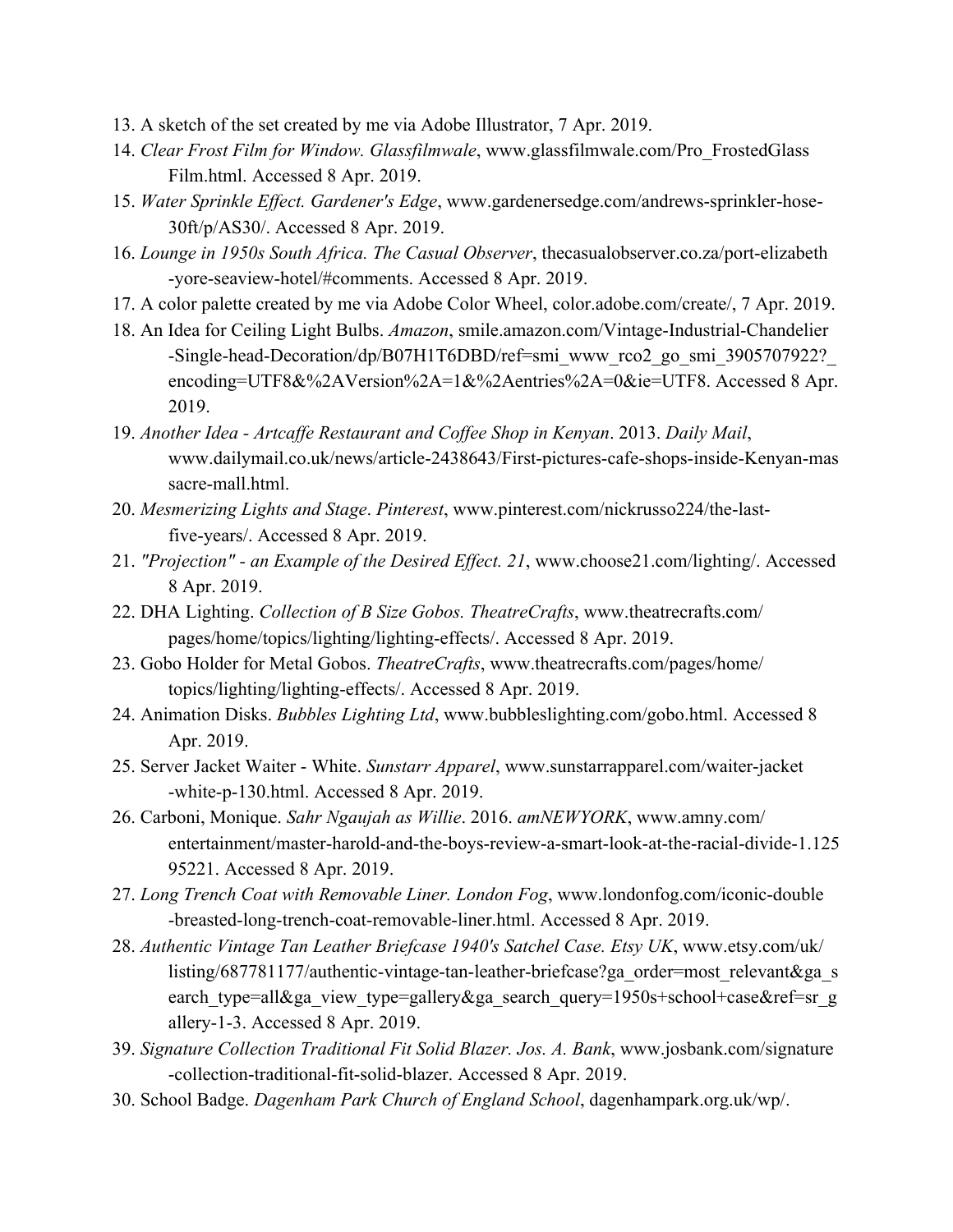13. A sketch of the set created by me via Adobe Illustrator, 7 Apr. 2019.
14. *Clear Frost Film for Window. Glassfilmwale*, www.glassfilmwale.com/Pro_FrostedGlassFilm.html. Accessed 8 Apr. 2019.
15. *Water Sprinkle Effect. Gardener's Edge*, www.gardenersedge.com/andrews-sprinkler-hose-30ft/p/AS30/. Accessed 8 Apr. 2019.
16. *Lounge in 1950s South Africa. The Casual Observer*, thecasualobserver.co.za/port-elizabeth-yore-seaview-hotel/#comments. Accessed 8 Apr. 2019.
17. A color palette created by me via Adobe Color Wheel, color.adobe.com/create/, 7 Apr. 2019.
18. An Idea for Ceiling Light Bulbs. *Amazon*, smile.amazon.com/Vintage-Industrial-Chandelier-Single-head-Decoration/dp/B07H1T6DBD/ref=smi_www_rco2_go_smi_3905707922?_encoding=UTF8&%2AVersion%2A=1&%2Aentries%2A=0&ie=UTF8. Accessed 8 Apr. 2019.
19. *Another Idea - Artcaffe Restaurant and Coffee Shop in Kenyan*. 2013. *Daily Mail*, www.dailymail.co.uk/news/article-2438643/First-pictures-cafe-shops-inside-Kenyan-massacre-mall.html.
20. *Mesmerizing Lights and Stage*. *Pinterest*, www.pinterest.com/nickrusso224/the-last-five-years/. Accessed 8 Apr. 2019.
21. *"Projection" - an Example of the Desired Effect. 21*, www.choose21.com/lighting/. Accessed 8 Apr. 2019.
22. DHA Lighting. *Collection of B Size Gobos. TheatreCrafts*, www.theatrecrafts.com/pages/home/topics/lighting/lighting-effects/. Accessed 8 Apr. 2019.
23. Gobo Holder for Metal Gobos. *TheatreCrafts*, www.theatrecrafts.com/pages/home/topics/lighting/lighting-effects/. Accessed 8 Apr. 2019.
24. Animation Disks. *Bubbles Lighting Ltd*, www.bubbleslighting.com/gobo.html. Accessed 8 Apr. 2019.
25. Server Jacket Waiter - White. *Sunstarr Apparel*, www.sunstarrapparel.com/waiter-jacket-white-p-130.html. Accessed 8 Apr. 2019.
26. Carboni, Monique. *Sahr Ngaujah as Willie*. 2016. *amNEWYORK*, www.amny.com/entertainment/master-harold-and-the-boys-review-a-smart-look-at-the-racial-divide-1.12595221. Accessed 8 Apr. 2019.
27. *Long Trench Coat with Removable Liner. London Fog*, www.londonfog.com/iconic-double-breasted-long-trench-coat-removable-liner.html. Accessed 8 Apr. 2019.
28. *Authentic Vintage Tan Leather Briefcase 1940's Satchel Case. Etsy UK*, www.etsy.com/uk/listing/687781177/authentic-vintage-tan-leather-briefcase?ga_order=most_relevant&ga_search_type=all&ga_view_type=gallery&ga_search_query=1950s+school+case&ref=sr_gallery-1-3. Accessed 8 Apr. 2019.
39. *Signature Collection Traditional Fit Solid Blazer. Jos. A. Bank*, www.josbank.com/signature-collection-traditional-fit-solid-blazer. Accessed 8 Apr. 2019.
30. School Badge. *Dagenham Park Church of England School*, dagenhampark.org.uk/wp/.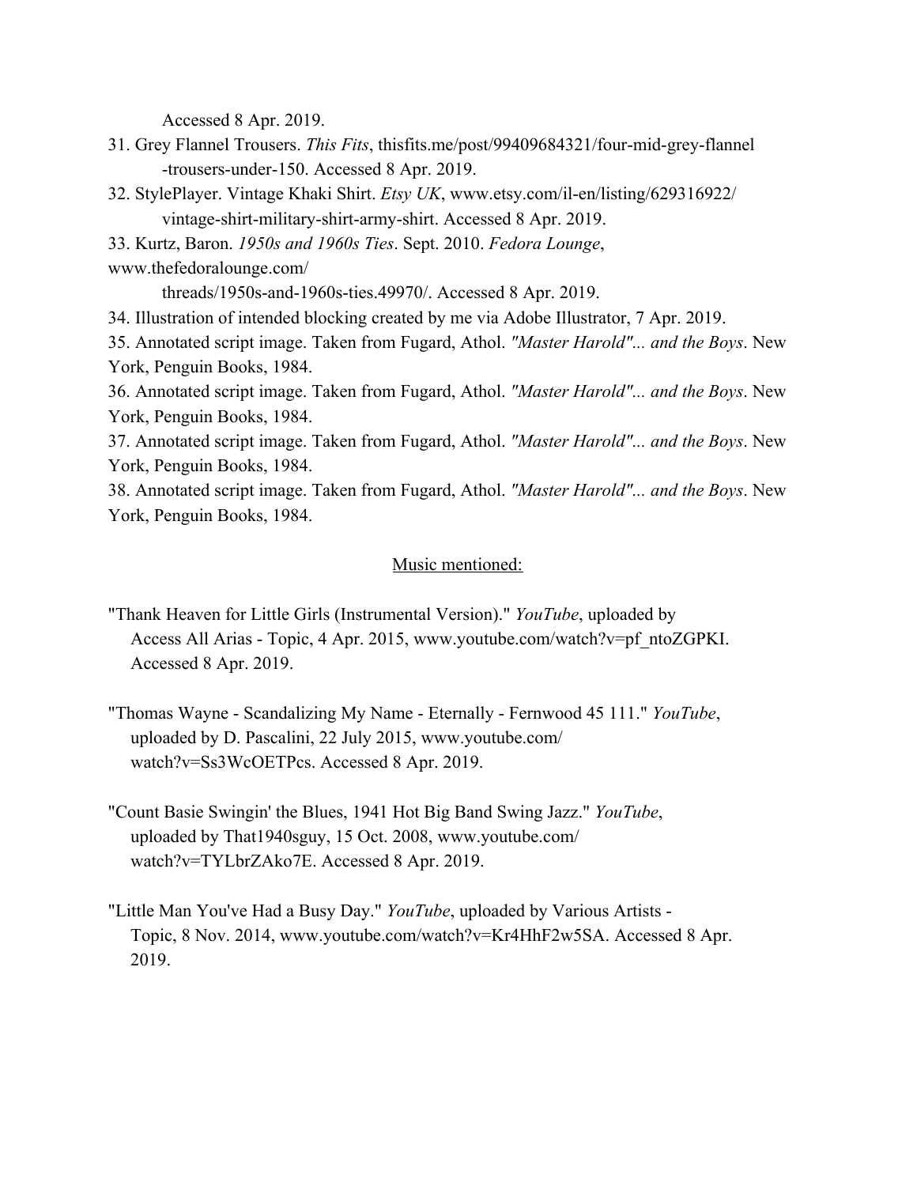Accessed 8 Apr. 2019.

31. Grey Flannel Trousers. *This Fits*, thisfits.me/post/99409684321/four-mid-grey-flannel-trousers-under-150. Accessed 8 Apr. 2019.
32. StylePlayer. Vintage Khaki Shirt. *Etsy UK*, www.etsy.com/il-en/listing/629316922/vintage-shirt-military-shirt-army-shirt. Accessed 8 Apr. 2019.
33. Kurtz, Baron. *1950s and 1960s Ties*. Sept. 2010. *Fedora Lounge*, www.thefedoralounge.com/threads/1950s-and-1960s-ties.49970/. Accessed 8 Apr. 2019.
34. Illustration of intended blocking created by me via Adobe Illustrator, 7 Apr. 2019.
35. Annotated script image. Taken from Fugard, Athol. *"Master Harold"... and the Boys*. New York, Penguin Books, 1984.
36. Annotated script image. Taken from Fugard, Athol. *"Master Harold"... and the Boys*. New York, Penguin Books, 1984.
37. Annotated script image. Taken from Fugard, Athol. *"Master Harold"... and the Boys*. New York, Penguin Books, 1984.
38. Annotated script image. Taken from Fugard, Athol. *"Master Harold"... and the Boys*. New York, Penguin Books, 1984.

## Music mentioned:

"Thank Heaven for Little Girls (Instrumental Version)." *YouTube*, uploaded by Access All Arias - Topic, 4 Apr. 2015, www.youtube.com/watch?v=pf_ntoZGPKI. Accessed 8 Apr. 2019.

"Thomas Wayne - Scandalizing My Name - Eternally - Fernwood 45 111." *YouTube*, uploaded by D. Pascalini, 22 July 2015, www.youtube.com/watch?v=Ss3WcOETPcs. Accessed 8 Apr. 2019.

"Count Basie Swingin' the Blues, 1941 Hot Big Band Swing Jazz." *YouTube*, uploaded by That1940sguy, 15 Oct. 2008, www.youtube.com/watch?v=TYLbrZAko7E. Accessed 8 Apr. 2019.

"Little Man You've Had a Busy Day." *YouTube*, uploaded by Various Artists - Topic, 8 Nov. 2014, www.youtube.com/watch?v=Kr4HhF2w5SA. Accessed 8 Apr. 2019.